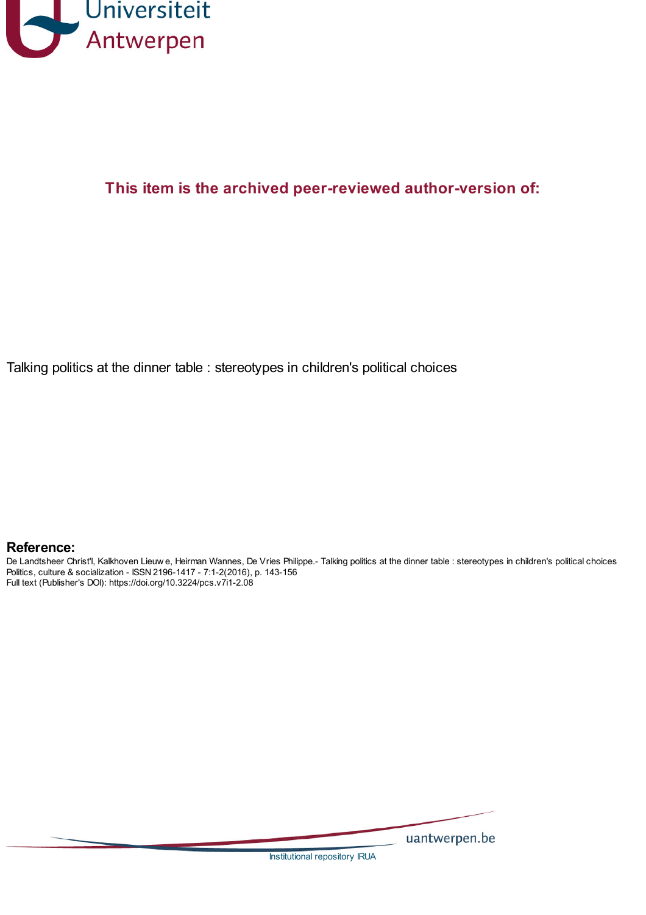Universiteit Antwerpen

**This item is the archived peer-reviewed author-version of:**

Talking politics at the dinner table : stereotypes in children's political choices

## Reference:

De Landtsheer Christ'l, Kalkhoven Lieuw e, Heirman Wannes, De Vries Philippe.- Talking politics at the dinner table : stereotypes in children's political choices
Politics, culture & socialization - ISSN 2196-1417 - 7:1-2(2016), p. 143-156
Full text (Publisher's DOI): https://doi.org/10.3224/pcs.v7i1-2.08

uantwerpen.be

Institutional repository IRUA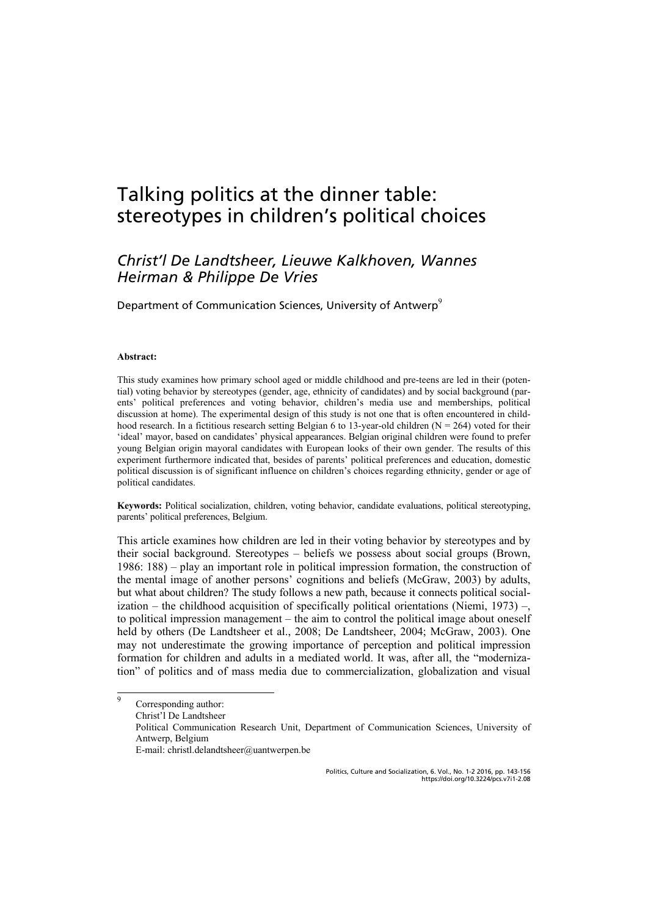# Talking politics at the dinner table: stereotypes in children's political choices

*Christ'l De Landtsheer, Lieuwe Kalkhoven, Wannes Heirman & Philippe De Vries*

Department of Communication Sciences, University of Antwerp[9]

**Abstract:**

This study examines how primary school aged or middle childhood and pre-teens are led in their (potential) voting behavior by stereotypes (gender, age, ethnicity of candidates) and by social background (parents' political preferences and voting behavior, children's media use and memberships, political discussion at home). The experimental design of this study is not one that is often encountered in childhood research. In a fictitious research setting Belgian 6 to 13-year-old children (N = 264) voted for their 'ideal' mayor, based on candidates' physical appearances. Belgian original children were found to prefer young Belgian origin mayoral candidates with European looks of their own gender. The results of this experiment furthermore indicated that, besides of parents' political preferences and education, domestic political discussion is of significant influence on children's choices regarding ethnicity, gender or age of political candidates.

**Keywords:** Political socialization, children, voting behavior, candidate evaluations, political stereotyping, parents' political preferences, Belgium.

This article examines how children are led in their voting behavior by stereotypes and by their social background. Stereotypes – beliefs we possess about social groups (Brown, 1986: 188) – play an important role in political impression formation, the construction of the mental image of another persons' cognitions and beliefs (McGraw, 2003) by adults, but what about children? The study follows a new path, because it connects political socialization – the childhood acquisition of specifically political orientations (Niemi, 1973) –, to political impression management – the aim to control the political image about oneself held by others (De Landtsheer et al., 2008; De Landtsheer, 2004; McGraw, 2003). One may not underestimate the growing importance of perception and political impression formation for children and adults in a mediated world. It was, after all, the "modernization" of politics and of mass media due to commercialization, globalization and visual

[9] Corresponding author:
Christ'l De Landtsheer
Political Communication Research Unit, Department of Communication Sciences, University of Antwerp, Belgium
E-mail: christl.delandtsheer@uantwerpen.be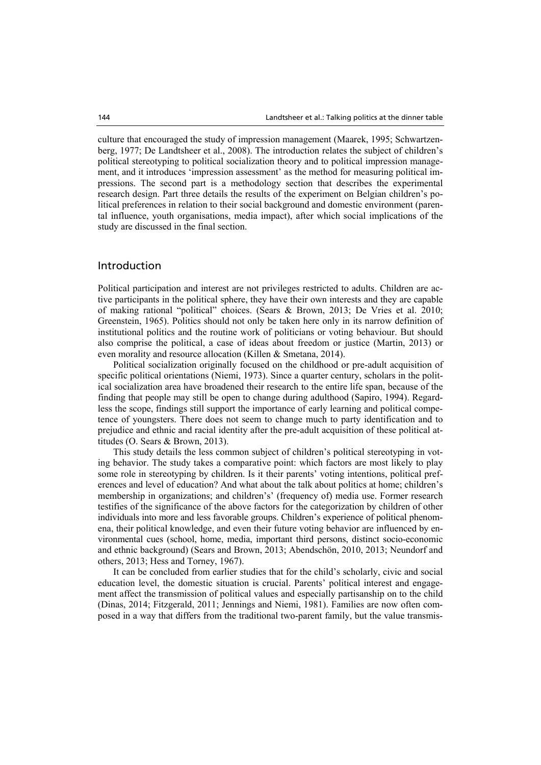culture that encouraged the study of impression management (Maarek, 1995; Schwartzenberg, 1977; De Landtsheer et al., 2008). The introduction relates the subject of children's political stereotyping to political socialization theory and to political impression management, and it introduces 'impression assessment' as the method for measuring political impressions. The second part is a methodology section that describes the experimental research design. Part three details the results of the experiment on Belgian children's political preferences in relation to their social background and domestic environment (parental influence, youth organisations, media impact), after which social implications of the study are discussed in the final section.

## Introduction

Political participation and interest are not privileges restricted to adults. Children are active participants in the political sphere, they have their own interests and they are capable of making rational "political" choices. (Sears & Brown, 2013; De Vries et al. 2010; Greenstein, 1965). Politics should not only be taken here only in its narrow definition of institutional politics and the routine work of politicians or voting behaviour. But should also comprise the political, a case of ideas about freedom or justice (Martin, 2013) or even morality and resource allocation (Killen & Smetana, 2014).

Political socialization originally focused on the childhood or pre-adult acquisition of specific political orientations (Niemi, 1973). Since a quarter century, scholars in the political socialization area have broadened their research to the entire life span, because of the finding that people may still be open to change during adulthood (Sapiro, 1994). Regardless the scope, findings still support the importance of early learning and political competence of youngsters. There does not seem to change much to party identification and to prejudice and ethnic and racial identity after the pre-adult acquisition of these political attitudes (O. Sears & Brown, 2013).

This study details the less common subject of children's political stereotyping in voting behavior. The study takes a comparative point: which factors are most likely to play some role in stereotyping by children. Is it their parents' voting intentions, political preferences and level of education? And what about the talk about politics at home; children's membership in organizations; and children's' (frequency of) media use. Former research testifies of the significance of the above factors for the categorization by children of other individuals into more and less favorable groups. Children's experience of political phenomena, their political knowledge, and even their future voting behavior are influenced by environmental cues (school, home, media, important third persons, distinct socio-economic and ethnic background) (Sears and Brown, 2013; Abendschön, 2010, 2013; Neundorf and others, 2013; Hess and Torney, 1967).

It can be concluded from earlier studies that for the child's scholarly, civic and social education level, the domestic situation is crucial. Parents' political interest and engagement affect the transmission of political values and especially partisanship on to the child (Dinas, 2014; Fitzgerald, 2011; Jennings and Niemi, 1981). Families are now often composed in a way that differs from the traditional two-parent family, but the value transmis-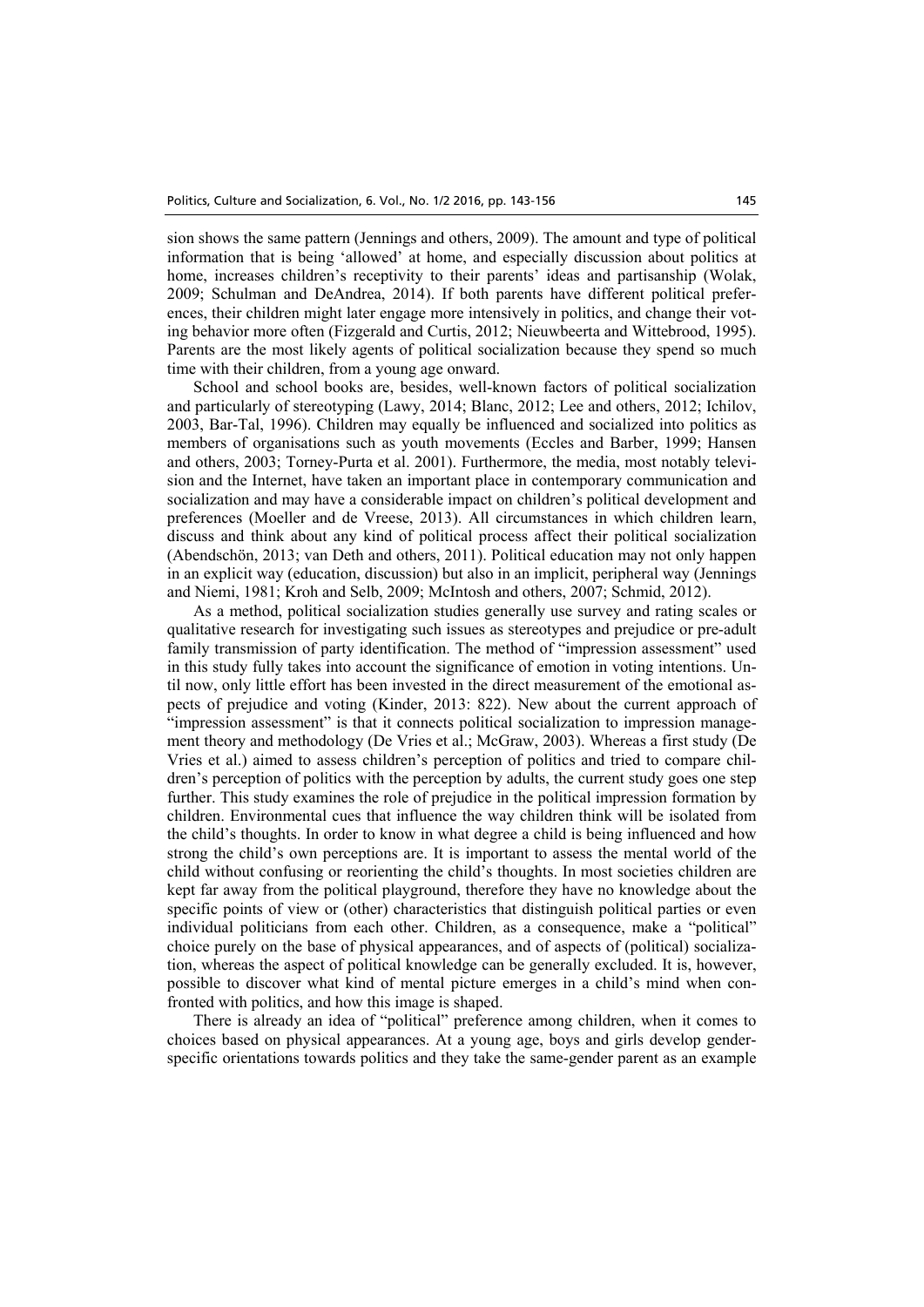sion shows the same pattern (Jennings and others, 2009). The amount and type of political information that is being 'allowed' at home, and especially discussion about politics at home, increases children's receptivity to their parents' ideas and partisanship (Wolak, 2009; Schulman and DeAndrea, 2014). If both parents have different political preferences, their children might later engage more intensively in politics, and change their voting behavior more often (Fizgerald and Curtis, 2012; Nieuwbeerta and Wittebrood, 1995). Parents are the most likely agents of political socialization because they spend so much time with their children, from a young age onward.

School and school books are, besides, well-known factors of political socialization and particularly of stereotyping (Lawy, 2014; Blanc, 2012; Lee and others, 2012; Ichilov, 2003, Bar-Tal, 1996). Children may equally be influenced and socialized into politics as members of organisations such as youth movements (Eccles and Barber, 1999; Hansen and others, 2003; Torney-Purta et al. 2001). Furthermore, the media, most notably television and the Internet, have taken an important place in contemporary communication and socialization and may have a considerable impact on children's political development and preferences (Moeller and de Vreese, 2013). All circumstances in which children learn, discuss and think about any kind of political process affect their political socialization (Abendschön, 2013; van Deth and others, 2011). Political education may not only happen in an explicit way (education, discussion) but also in an implicit, peripheral way (Jennings and Niemi, 1981; Kroh and Selb, 2009; McIntosh and others, 2007; Schmid, 2012).

As a method, political socialization studies generally use survey and rating scales or qualitative research for investigating such issues as stereotypes and prejudice or pre-adult family transmission of party identification. The method of "impression assessment" used in this study fully takes into account the significance of emotion in voting intentions. Until now, only little effort has been invested in the direct measurement of the emotional aspects of prejudice and voting (Kinder, 2013: 822). New about the current approach of "impression assessment" is that it connects political socialization to impression management theory and methodology (De Vries et al.; McGraw, 2003). Whereas a first study (De Vries et al.) aimed to assess children's perception of politics and tried to compare children's perception of politics with the perception by adults, the current study goes one step further. This study examines the role of prejudice in the political impression formation by children. Environmental cues that influence the way children think will be isolated from the child's thoughts. In order to know in what degree a child is being influenced and how strong the child's own perceptions are. It is important to assess the mental world of the child without confusing or reorienting the child's thoughts. In most societies children are kept far away from the political playground, therefore they have no knowledge about the specific points of view or (other) characteristics that distinguish political parties or even individual politicians from each other. Children, as a consequence, make a "political" choice purely on the base of physical appearances, and of aspects of (political) socialization, whereas the aspect of political knowledge can be generally excluded. It is, however, possible to discover what kind of mental picture emerges in a child's mind when confronted with politics, and how this image is shaped.

There is already an idea of "political" preference among children, when it comes to choices based on physical appearances. At a young age, boys and girls develop gender-specific orientations towards politics and they take the same-gender parent as an example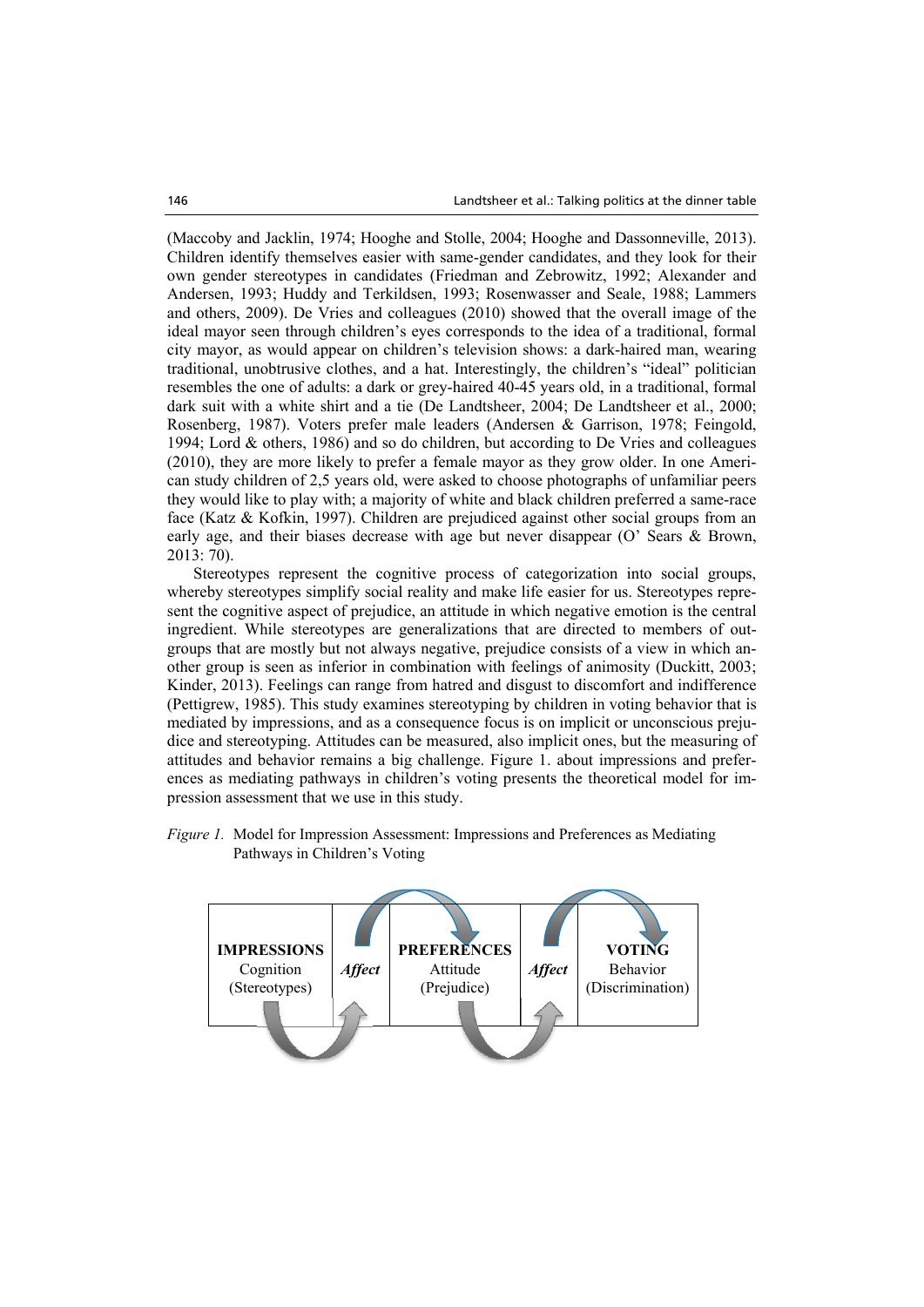(Maccoby and Jacklin, 1974; Hooghe and Stolle, 2004; Hooghe and Dassonneville, 2013). Children identify themselves easier with same-gender candidates, and they look for their own gender stereotypes in candidates (Friedman and Zebrowitz, 1992; Alexander and Andersen, 1993; Huddy and Terkildsen, 1993; Rosenwasser and Seale, 1988; Lammers and others, 2009). De Vries and colleagues (2010) showed that the overall image of the ideal mayor seen through children's eyes corresponds to the idea of a traditional, formal city mayor, as would appear on children's television shows: a dark-haired man, wearing traditional, unobtrusive clothes, and a hat. Interestingly, the children's "ideal" politician resembles the one of adults: a dark or grey-haired 40-45 years old, in a traditional, formal dark suit with a white shirt and a tie (De Landtsheer, 2004; De Landtsheer et al., 2000; Rosenberg, 1987). Voters prefer male leaders (Andersen & Garrison, 1978; Feingold, 1994; Lord & others, 1986) and so do children, but according to De Vries and colleagues (2010), they are more likely to prefer a female mayor as they grow older. In one American study children of 2,5 years old, were asked to choose photographs of unfamiliar peers they would like to play with; a majority of white and black children preferred a same-race face (Katz & Kofkin, 1997). Children are prejudiced against other social groups from an early age, and their biases decrease with age but never disappear (O' Sears & Brown, 2013: 70).

Stereotypes represent the cognitive process of categorization into social groups, whereby stereotypes simplify social reality and make life easier for us. Stereotypes represent the cognitive aspect of prejudice, an attitude in which negative emotion is the central ingredient. While stereotypes are generalizations that are directed to members of outgroups that are mostly but not always negative, prejudice consists of a view in which another group is seen as inferior in combination with feelings of animosity (Duckitt, 2003; Kinder, 2013). Feelings can range from hatred and disgust to discomfort and indifference (Pettigrew, 1985). This study examines stereotyping by children in voting behavior that is mediated by impressions, and as a consequence focus is on implicit or unconscious prejudice and stereotyping. Attitudes can be measured, also implicit ones, but the measuring of attitudes and behavior remains a big challenge. Figure 1. about impressions and preferences as mediating pathways in children's voting presents the theoretical model for impression assessment that we use in this study.

*Figure 1.* Model for Impression Assessment: Impressions and Preferences as Mediating Pathways in Children's Voting

| **IMPRESSIONS** Cognition (Stereotypes) | ***Affect*** | **PREFERENCES** Attitude (Prejudice) | ***Affect*** | **VOTING** Behavior (Discrimination) |
|---|---|---|---|---|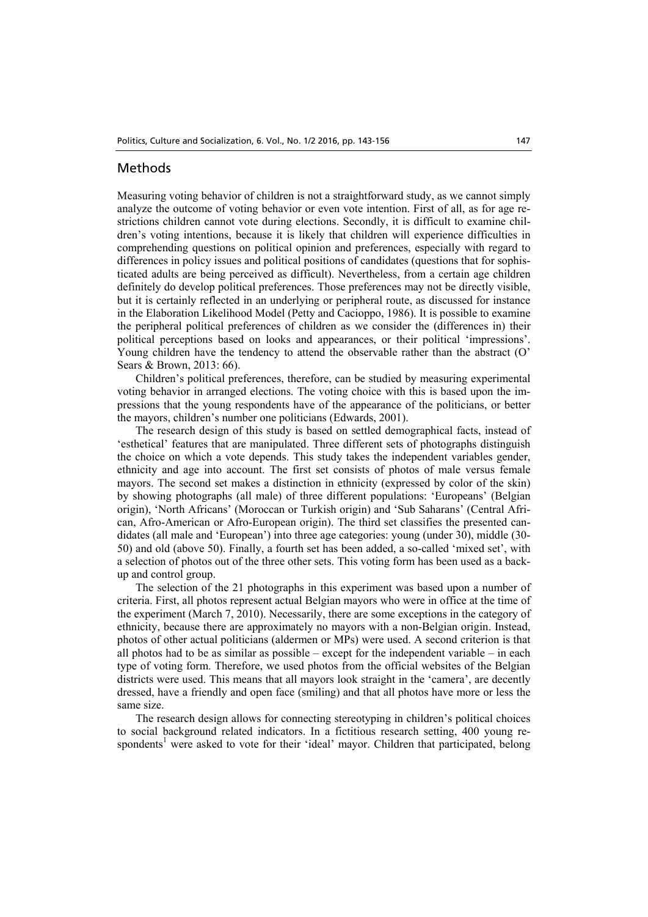## Methods

Measuring voting behavior of children is not a straightforward study, as we cannot simply analyze the outcome of voting behavior or even vote intention. First of all, as for age restrictions children cannot vote during elections. Secondly, it is difficult to examine children's voting intentions, because it is likely that children will experience difficulties in comprehending questions on political opinion and preferences, especially with regard to differences in policy issues and political positions of candidates (questions that for sophisticated adults are being perceived as difficult). Nevertheless, from a certain age children definitely do develop political preferences. Those preferences may not be directly visible, but it is certainly reflected in an underlying or peripheral route, as discussed for instance in the Elaboration Likelihood Model (Petty and Cacioppo, 1986). It is possible to examine the peripheral political preferences of children as we consider the (differences in) their political perceptions based on looks and appearances, or their political 'impressions'. Young children have the tendency to attend the observable rather than the abstract (O' Sears & Brown, 2013: 66).

Children's political preferences, therefore, can be studied by measuring experimental voting behavior in arranged elections. The voting choice with this is based upon the impressions that the young respondents have of the appearance of the politicians, or better the mayors, children's number one politicians (Edwards, 2001).

The research design of this study is based on settled demographical facts, instead of 'esthetical' features that are manipulated. Three different sets of photographs distinguish the choice on which a vote depends. This study takes the independent variables gender, ethnicity and age into account. The first set consists of photos of male versus female mayors. The second set makes a distinction in ethnicity (expressed by color of the skin) by showing photographs (all male) of three different populations: 'Europeans' (Belgian origin), 'North Africans' (Moroccan or Turkish origin) and 'Sub Saharans' (Central African, Afro-American or Afro-European origin). The third set classifies the presented candidates (all male and 'European') into three age categories: young (under 30), middle (30-50) and old (above 50). Finally, a fourth set has been added, a so-called 'mixed set', with a selection of photos out of the three other sets. This voting form has been used as a back-up and control group.

The selection of the 21 photographs in this experiment was based upon a number of criteria. First, all photos represent actual Belgian mayors who were in office at the time of the experiment (March 7, 2010). Necessarily, there are some exceptions in the category of ethnicity, because there are approximately no mayors with a non-Belgian origin. Instead, photos of other actual politicians (aldermen or MPs) were used. A second criterion is that all photos had to be as similar as possible – except for the independent variable – in each type of voting form. Therefore, we used photos from the official websites of the Belgian districts were used. This means that all mayors look straight in the 'camera', are decently dressed, have a friendly and open face (smiling) and that all photos have more or less the same size.

The research design allows for connecting stereotyping in children's political choices to social background related indicators. In a fictitious research setting, 400 young respondents[1] were asked to vote for their 'ideal' mayor. Children that participated, belong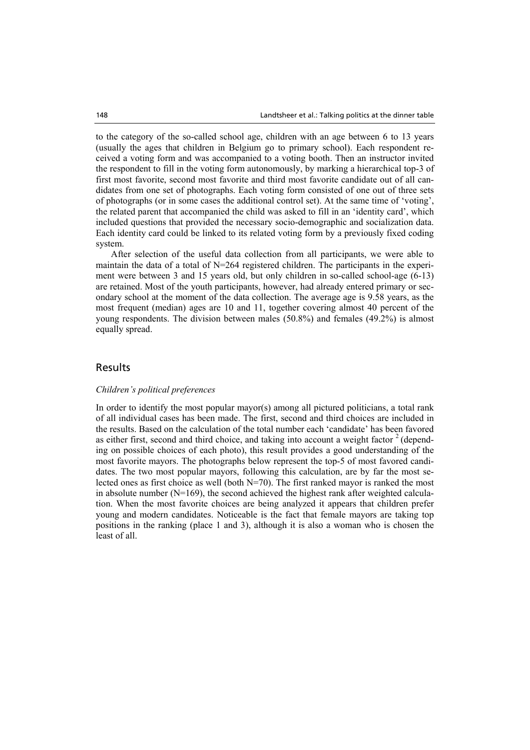to the category of the so-called school age, children with an age between 6 to 13 years (usually the ages that children in Belgium go to primary school). Each respondent received a voting form and was accompanied to a voting booth. Then an instructor invited the respondent to fill in the voting form autonomously, by marking a hierarchical top-3 of first most favorite, second most favorite and third most favorite candidate out of all candidates from one set of photographs. Each voting form consisted of one out of three sets of photographs (or in some cases the additional control set). At the same time of 'voting', the related parent that accompanied the child was asked to fill in an 'identity card', which included questions that provided the necessary socio-demographic and socialization data. Each identity card could be linked to its related voting form by a previously fixed coding system.

After selection of the useful data collection from all participants, we were able to maintain the data of a total of N=264 registered children. The participants in the experiment were between 3 and 15 years old, but only children in so-called school-age (6-13) are retained. Most of the youth participants, however, had already entered primary or secondary school at the moment of the data collection. The average age is 9.58 years, as the most frequent (median) ages are 10 and 11, together covering almost 40 percent of the young respondents. The division between males (50.8%) and females (49.2%) is almost equally spread.

## Results

### *Children's political preferences*

In order to identify the most popular mayor(s) among all pictured politicians, a total rank of all individual cases has been made. The first, second and third choices are included in the results. Based on the calculation of the total number each 'candidate' has been favored as either first, second and third choice, and taking into account a weight factor [2] (depending on possible choices of each photo), this result provides a good understanding of the most favorite mayors. The photographs below represent the top-5 of most favored candidates. The two most popular mayors, following this calculation, are by far the most selected ones as first choice as well (both N=70). The first ranked mayor is ranked the most in absolute number (N=169), the second achieved the highest rank after weighted calculation. When the most favorite choices are being analyzed it appears that children prefer young and modern candidates. Noticeable is the fact that female mayors are taking top positions in the ranking (place 1 and 3), although it is also a woman who is chosen the least of all.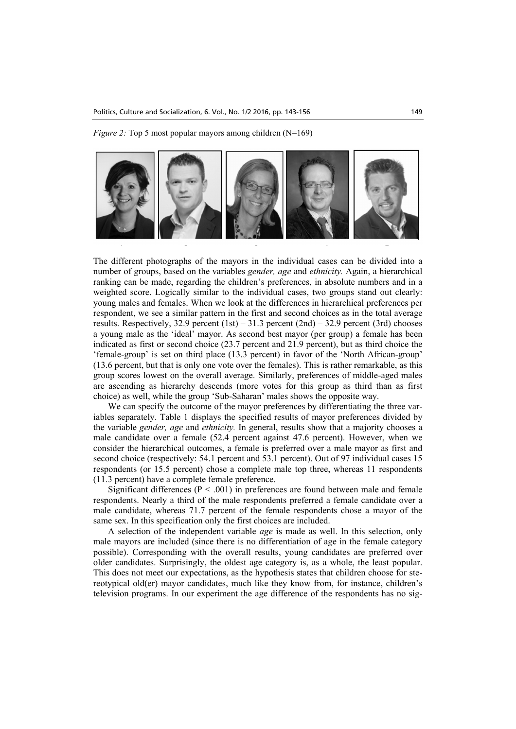*Figure 2:* Top 5 most popular mayors among children (N=169)

The different photographs of the mayors in the individual cases can be divided into a number of groups, based on the variables *gender, age* and *ethnicity.* Again, a hierarchical ranking can be made, regarding the children's preferences, in absolute numbers and in a weighted score. Logically similar to the individual cases, two groups stand out clearly: young males and females. When we look at the differences in hierarchical preferences per respondent, we see a similar pattern in the first and second choices as in the total average results. Respectively, 32.9 percent (1st) – 31.3 percent (2nd) – 32.9 percent (3rd) chooses a young male as the 'ideal' mayor. As second best mayor (per group) a female has been indicated as first or second choice (23.7 percent and 21.9 percent), but as third choice the 'female-group' is set on third place (13.3 percent) in favor of the 'North African-group' (13.6 percent, but that is only one vote over the females). This is rather remarkable, as this group scores lowest on the overall average. Similarly, preferences of middle-aged males are ascending as hierarchy descends (more votes for this group as third than as first choice) as well, while the group 'Sub-Saharan' males shows the opposite way.

We can specify the outcome of the mayor preferences by differentiating the three variables separately. Table 1 displays the specified results of mayor preferences divided by the variable *gender, age* and *ethnicity.* In general, results show that a majority chooses a male candidate over a female (52.4 percent against 47.6 percent). However, when we consider the hierarchical outcomes, a female is preferred over a male mayor as first and second choice (respectively: 54.1 percent and 53.1 percent). Out of 97 individual cases 15 respondents (or 15.5 percent) chose a complete male top three, whereas 11 respondents (11.3 percent) have a complete female preference.

Significant differences ($P < .001$) in preferences are found between male and female respondents. Nearly a third of the male respondents preferred a female candidate over a male candidate, whereas 71.7 percent of the female respondents chose a mayor of the same sex. In this specification only the first choices are included.

A selection of the independent variable *age* is made as well. In this selection, only male mayors are included (since there is no differentiation of age in the female category possible). Corresponding with the overall results, young candidates are preferred over older candidates. Surprisingly, the oldest age category is, as a whole, the least popular. This does not meet our expectations, as the hypothesis states that children choose for stereotypical old(er) mayor candidates, much like they know from, for instance, children's television programs. In our experiment the age difference of the respondents has no sig-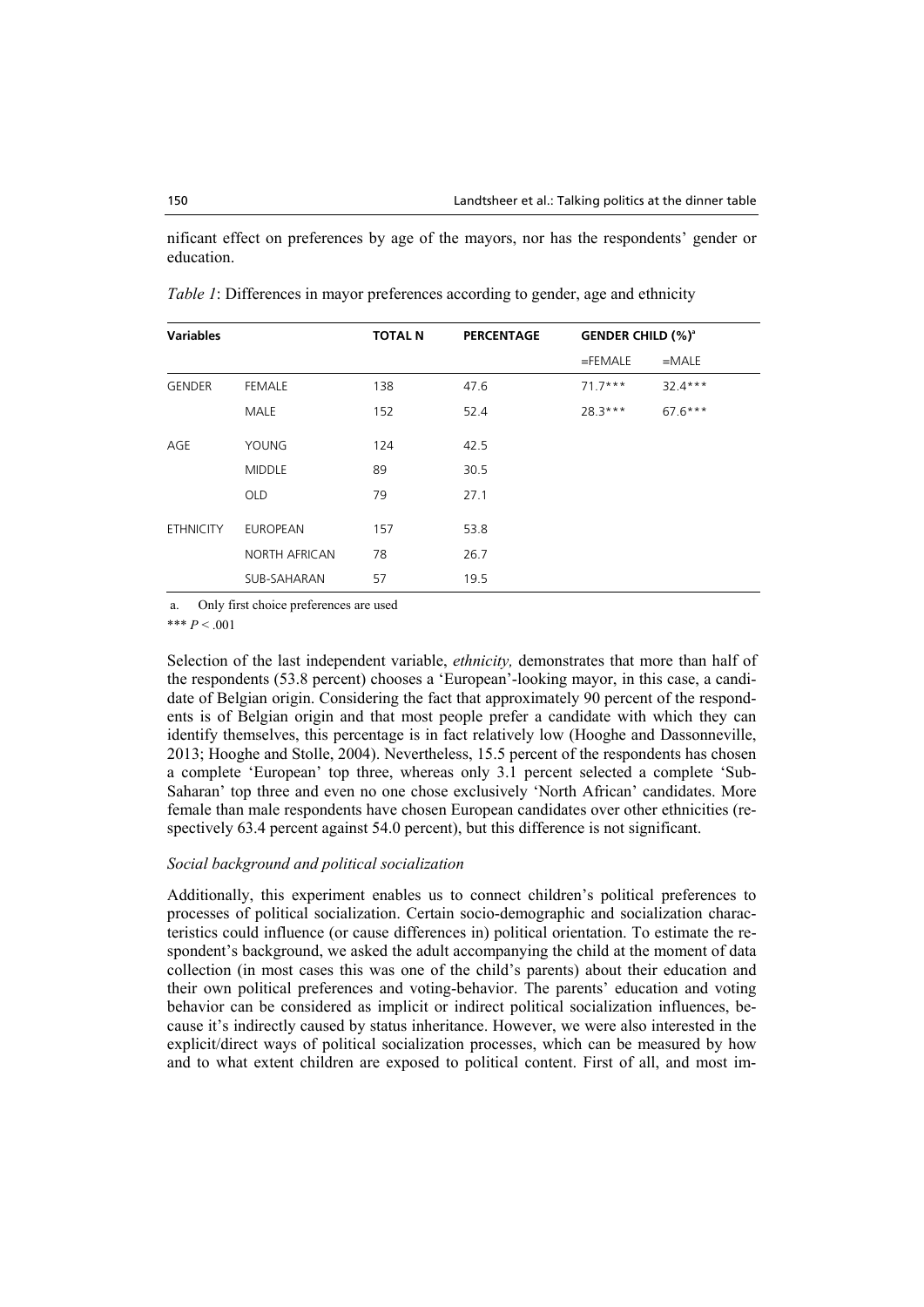nificant effect on preferences by age of the mayors, nor has the respondents' gender or education.

*Table 1*: Differences in mayor preferences according to gender, age and ethnicity

| **Variables** | | **TOTAL N** | **PERCENTAGE** | **GENDER CHILD (%)[a]** | |
|---|---|---|---|---|---|
| | | | | =FEMALE | =MALE |
| GENDER | FEMALE | 138 | 47.6 | 71.7*** | 32.4*** |
| | MALE | 152 | 52.4 | 28.3*** | 67.6*** |
| AGE | YOUNG | 124 | 42.5 | | |
| | MIDDLE | 89 | 30.5 | | |
| | OLD | 79 | 27.1 | | |
| ETHNICITY | EUROPEAN | 157 | 53.8 | | |
| | NORTH AFRICAN | 78 | 26.7 | | |
| | SUB-SAHARAN | 57 | 19.5 | | |

a. Only first choice preferences are used

*** $P < .001$

Selection of the last independent variable, *ethnicity,* demonstrates that more than half of the respondents (53.8 percent) chooses a 'European'-looking mayor, in this case, a candidate of Belgian origin. Considering the fact that approximately 90 percent of the respondents is of Belgian origin and that most people prefer a candidate with which they can identify themselves, this percentage is in fact relatively low (Hooghe and Dassonneville, 2013; Hooghe and Stolle, 2004). Nevertheless, 15.5 percent of the respondents has chosen a complete 'European' top three, whereas only 3.1 percent selected a complete 'Sub-Saharan' top three and even no one chose exclusively 'North African' candidates. More female than male respondents have chosen European candidates over other ethnicities (respectively 63.4 percent against 54.0 percent), but this difference is not significant.

*Social background and political socialization*

Additionally, this experiment enables us to connect children's political preferences to processes of political socialization. Certain socio-demographic and socialization characteristics could influence (or cause differences in) political orientation. To estimate the respondent's background, we asked the adult accompanying the child at the moment of data collection (in most cases this was one of the child's parents) about their education and their own political preferences and voting-behavior. The parents' education and voting behavior can be considered as implicit or indirect political socialization influences, because it's indirectly caused by status inheritance. However, we were also interested in the explicit/direct ways of political socialization processes, which can be measured by how and to what extent children are exposed to political content. First of all, and most im-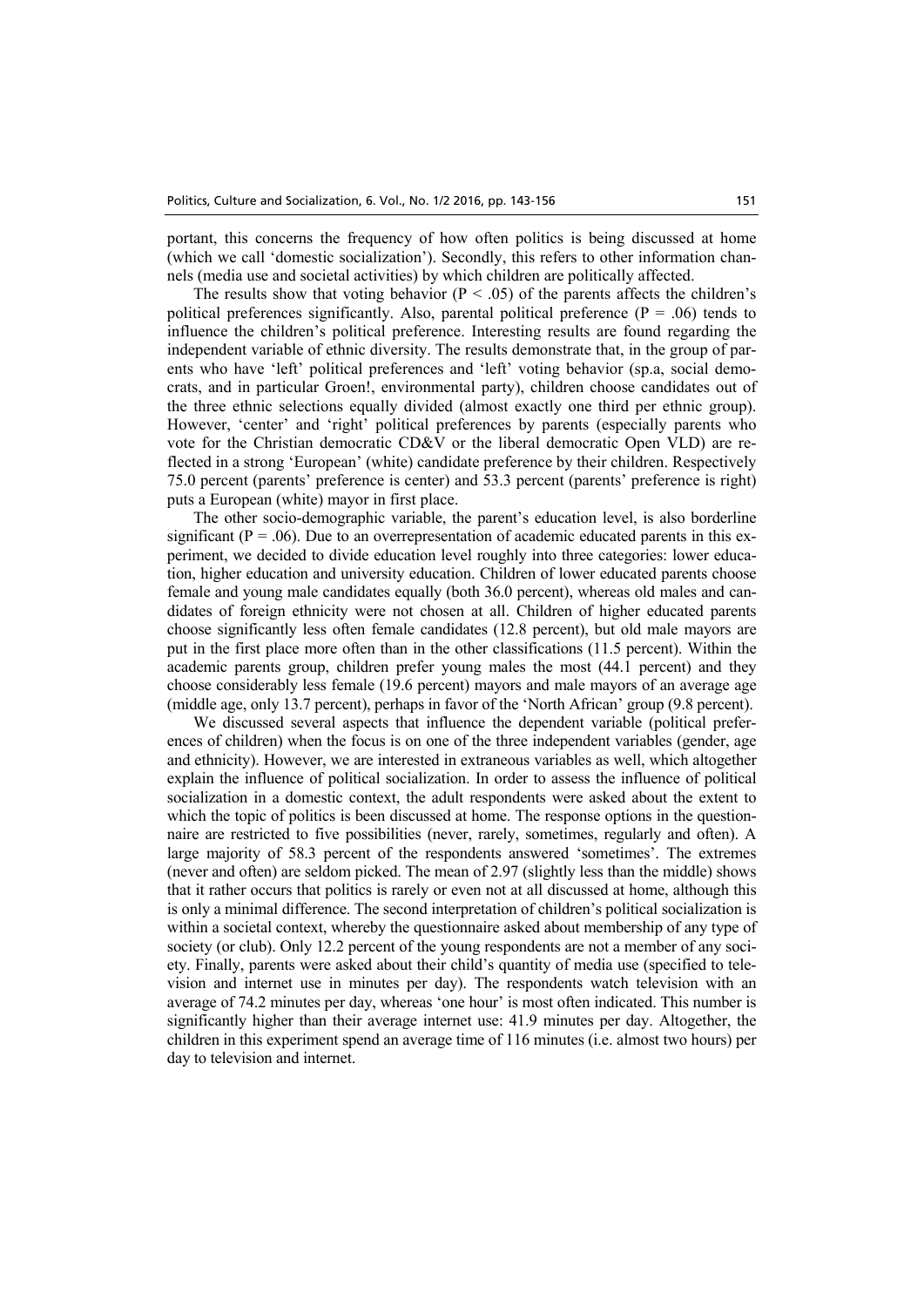portant, this concerns the frequency of how often politics is being discussed at home (which we call 'domestic socialization'). Secondly, this refers to other information channels (media use and societal activities) by which children are politically affected.

The results show that voting behavior ($P < .05$) of the parents affects the children's political preferences significantly. Also, parental political preference ($P = .06$) tends to influence the children's political preference. Interesting results are found regarding the independent variable of ethnic diversity. The results demonstrate that, in the group of parents who have 'left' political preferences and 'left' voting behavior (sp.a, social democrats, and in particular Groen!, environmental party), children choose candidates out of the three ethnic selections equally divided (almost exactly one third per ethnic group). However, 'center' and 'right' political preferences by parents (especially parents who vote for the Christian democratic CD&V or the liberal democratic Open VLD) are reflected in a strong 'European' (white) candidate preference by their children. Respectively 75.0 percent (parents' preference is center) and 53.3 percent (parents' preference is right) puts a European (white) mayor in first place.

The other socio-demographic variable, the parent's education level, is also borderline significant ($P = .06$). Due to an overrepresentation of academic educated parents in this experiment, we decided to divide education level roughly into three categories: lower education, higher education and university education. Children of lower educated parents choose female and young male candidates equally (both 36.0 percent), whereas old males and candidates of foreign ethnicity were not chosen at all. Children of higher educated parents choose significantly less often female candidates (12.8 percent), but old male mayors are put in the first place more often than in the other classifications (11.5 percent). Within the academic parents group, children prefer young males the most (44.1 percent) and they choose considerably less female (19.6 percent) mayors and male mayors of an average age (middle age, only 13.7 percent), perhaps in favor of the 'North African' group (9.8 percent).

We discussed several aspects that influence the dependent variable (political preferences of children) when the focus is on one of the three independent variables (gender, age and ethnicity). However, we are interested in extraneous variables as well, which altogether explain the influence of political socialization. In order to assess the influence of political socialization in a domestic context, the adult respondents were asked about the extent to which the topic of politics is been discussed at home. The response options in the questionnaire are restricted to five possibilities (never, rarely, sometimes, regularly and often). A large majority of 58.3 percent of the respondents answered 'sometimes'. The extremes (never and often) are seldom picked. The mean of 2.97 (slightly less than the middle) shows that it rather occurs that politics is rarely or even not at all discussed at home, although this is only a minimal difference. The second interpretation of children's political socialization is within a societal context, whereby the questionnaire asked about membership of any type of society (or club). Only 12.2 percent of the young respondents are not a member of any society. Finally, parents were asked about their child's quantity of media use (specified to television and internet use in minutes per day). The respondents watch television with an average of 74.2 minutes per day, whereas 'one hour' is most often indicated. This number is significantly higher than their average internet use: 41.9 minutes per day. Altogether, the children in this experiment spend an average time of 116 minutes (i.e. almost two hours) per day to television and internet.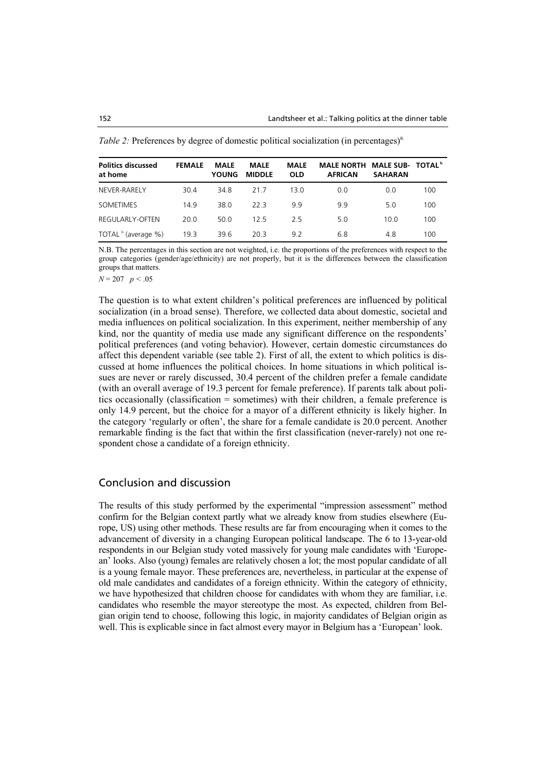*Table 2:* Preferences by degree of domestic political socialization (in percentages)[a.]

| Politics discussed at home | FEMALE | MALE YOUNG | MALE MIDDLE | MALE OLD | MALE NORTH AFRICAN | MALE SUB-SAHARAN | TOTAL[b.] |
|---|---|---|---|---|---|---|---|
| NEVER-RARELY | 30.4 | 34.8 | 21.7 | 13.0 | 0.0 | 0.0 | 100 |
| SOMETIMES | 14.9 | 38.0 | 22.3 | 9.9 | 9.9 | 5.0 | 100 |
| REGULARLY-OFTEN | 20.0 | 50.0 | 12.5 | 2.5 | 5.0 | 10.0 | 100 |
| TOTAL[b.] (average %) | 19.3 | 39.6 | 20.3 | 9.2 | 6.8 | 4.8 | 100 |

N.B. The percentages in this section are not weighted, i.e. the proportions of the preferences with respect to the group categories (gender/age/ethnicity) are not properly, but it is the differences between the classification groups that matters.

$N = 207$ $p < .05$

The question is to what extent children's political preferences are influenced by political socialization (in a broad sense). Therefore, we collected data about domestic, societal and media influences on political socialization. In this experiment, neither membership of any kind, nor the quantity of media use made any significant difference on the respondents' political preferences (and voting behavior). However, certain domestic circumstances do affect this dependent variable (see table 2). First of all, the extent to which politics is discussed at home influences the political choices. In home situations in which political issues are never or rarely discussed, 30.4 percent of the children prefer a female candidate (with an overall average of 19.3 percent for female preference). If parents talk about politics occasionally (classification = sometimes) with their children, a female preference is only 14.9 percent, but the choice for a mayor of a different ethnicity is likely higher. In the category 'regularly or often', the share for a female candidate is 20.0 percent. Another remarkable finding is the fact that within the first classification (never-rarely) not one respondent chose a candidate of a foreign ethnicity.

## Conclusion and discussion

The results of this study performed by the experimental "impression assessment" method confirm for the Belgian context partly what we already know from studies elsewhere (Europe, US) using other methods. These results are far from encouraging when it comes to the advancement of diversity in a changing European political landscape. The 6 to 13-year-old respondents in our Belgian study voted massively for young male candidates with 'European' looks. Also (young) females are relatively chosen a lot; the most popular candidate of all is a young female mayor. These preferences are, nevertheless, in particular at the expense of old male candidates and candidates of a foreign ethnicity. Within the category of ethnicity, we have hypothesized that children choose for candidates with whom they are familiar, i.e. candidates who resemble the mayor stereotype the most. As expected, children from Belgian origin tend to choose, following this logic, in majority candidates of Belgian origin as well. This is explicable since in fact almost every mayor in Belgium has a 'European' look.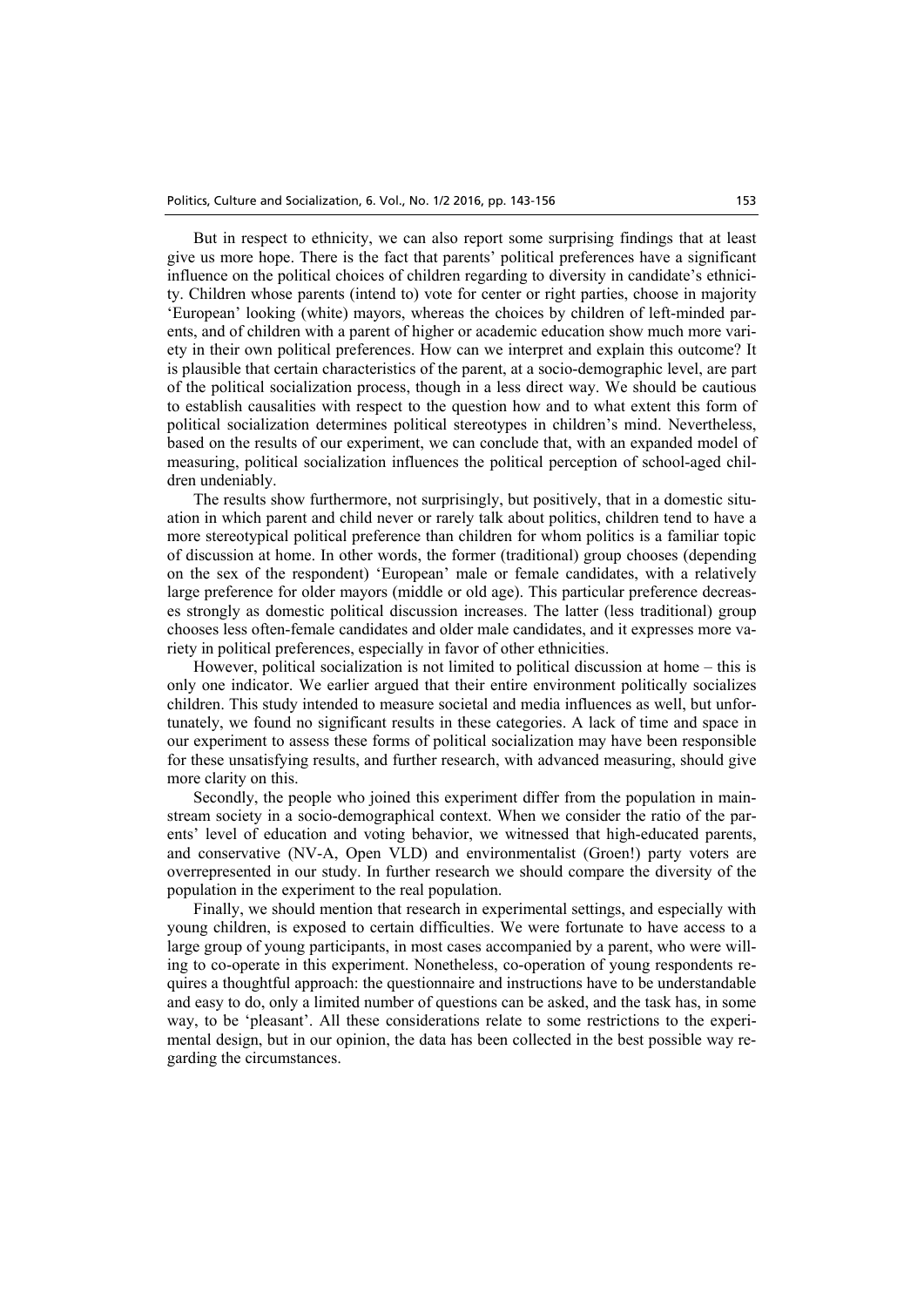But in respect to ethnicity, we can also report some surprising findings that at least give us more hope. There is the fact that parents' political preferences have a significant influence on the political choices of children regarding to diversity in candidate's ethnicity. Children whose parents (intend to) vote for center or right parties, choose in majority 'European' looking (white) mayors, whereas the choices by children of left-minded parents, and of children with a parent of higher or academic education show much more variety in their own political preferences. How can we interpret and explain this outcome? It is plausible that certain characteristics of the parent, at a socio-demographic level, are part of the political socialization process, though in a less direct way. We should be cautious to establish causalities with respect to the question how and to what extent this form of political socialization determines political stereotypes in children's mind. Nevertheless, based on the results of our experiment, we can conclude that, with an expanded model of measuring, political socialization influences the political perception of school-aged children undeniably.

The results show furthermore, not surprisingly, but positively, that in a domestic situation in which parent and child never or rarely talk about politics, children tend to have a more stereotypical political preference than children for whom politics is a familiar topic of discussion at home. In other words, the former (traditional) group chooses (depending on the sex of the respondent) 'European' male or female candidates, with a relatively large preference for older mayors (middle or old age). This particular preference decreases strongly as domestic political discussion increases. The latter (less traditional) group chooses less often-female candidates and older male candidates, and it expresses more variety in political preferences, especially in favor of other ethnicities.

However, political socialization is not limited to political discussion at home – this is only one indicator. We earlier argued that their entire environment politically socializes children. This study intended to measure societal and media influences as well, but unfortunately, we found no significant results in these categories. A lack of time and space in our experiment to assess these forms of political socialization may have been responsible for these unsatisfying results, and further research, with advanced measuring, should give more clarity on this.

Secondly, the people who joined this experiment differ from the population in mainstream society in a socio-demographical context. When we consider the ratio of the parents' level of education and voting behavior, we witnessed that high-educated parents, and conservative (NV-A, Open VLD) and environmentalist (Groen!) party voters are overrepresented in our study. In further research we should compare the diversity of the population in the experiment to the real population.

Finally, we should mention that research in experimental settings, and especially with young children, is exposed to certain difficulties. We were fortunate to have access to a large group of young participants, in most cases accompanied by a parent, who were willing to co-operate in this experiment. Nonetheless, co-operation of young respondents requires a thoughtful approach: the questionnaire and instructions have to be understandable and easy to do, only a limited number of questions can be asked, and the task has, in some way, to be 'pleasant'. All these considerations relate to some restrictions to the experimental design, but in our opinion, the data has been collected in the best possible way regarding the circumstances.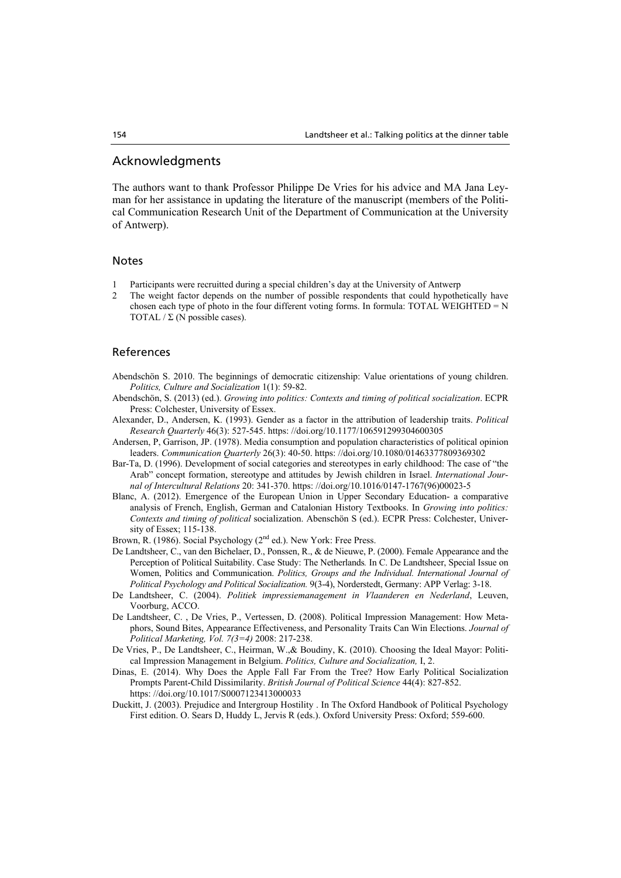## Acknowledgments

The authors want to thank Professor Philippe De Vries for his advice and MA Jana Leyman for her assistance in updating the literature of the manuscript (members of the Political Communication Research Unit of the Department of Communication at the University of Antwerp).

## Notes

1. Participants were recruitted during a special children's day at the University of Antwerp
2. The weight factor depends on the number of possible respondents that could hypothetically have chosen each type of photo in the four different voting forms. In formula: TOTAL WEIGHTED = N TOTAL / Σ (N possible cases).

## References

Abendschön S. 2010. The beginnings of democratic citizenship: Value orientations of young children. *Politics, Culture and Socialization* 1(1): 59-82.

Abendschön, S. (2013) (ed.). *Growing into politics: Contexts and timing of political socialization*. ECPR Press: Colchester, University of Essex.

Alexander, D., Andersen, K. (1993). Gender as a factor in the attribution of leadership traits. *Political Research Quarterly* 46(3): 527-545. https: //doi.org/10.1177/106591299304600305

Andersen, P, Garrison, JP. (1978). Media consumption and population characteristics of political opinion leaders. *Communication Quarterly* 26(3): 40-50. https: //doi.org/10.1080/01463377809369302

Bar-Ta, D. (1996). Development of social categories and stereotypes in early childhood: The case of "the Arab" concept formation, stereotype and attitudes by Jewish children in Israel. *International Journal of Intercultural Relations* 20: 341-370. https: //doi.org/10.1016/0147-1767(96)00023-5

Blanc, A. (2012). Emergence of the European Union in Upper Secondary Education- a comparative analysis of French, English, German and Catalonian History Textbooks. In *Growing into politics: Contexts and timing of political* socialization. Abenschön S (ed.). ECPR Press: Colchester, University of Essex; 115-138.

Brown, R. (1986). Social Psychology (2nd ed.). New York: Free Press.

De Landtsheer, C., van den Bichelaer, D., Ponssen, R., & de Nieuwe, P. (2000). Female Appearance and the Perception of Political Suitability. Case Study: The Netherlands*.* In C. De Landtsheer, Special Issue on Women, Politics and Communication. *Politics, Groups and the Individual. International Journal of Political Psychology and Political Socialization.* 9(3-4), Norderstedt, Germany: APP Verlag: 3-18.

De Landtsheer, C. (2004). *Politiek impressiemanagement in Vlaanderen en Nederland*, Leuven, Voorburg, ACCO.

De Landtsheer, C. , De Vries, P., Vertessen, D. (2008). Political Impression Management: How Metaphors, Sound Bites, Appearance Effectiveness, and Personality Traits Can Win Elections. *Journal of Political Marketing, Vol. 7(3=4)* 2008: 217-238.

De Vries, P., De Landtsheer, C., Heirman, W.,& Boudiny, K. (2010). Choosing the Ideal Mayor: Political Impression Management in Belgium. *Politics, Culture and Socialization,* I, 2.

Dinas, E. (2014). Why Does the Apple Fall Far From the Tree? How Early Political Socialization Prompts Parent-Child Dissimilarity. *British Journal of Political Science* 44(4): 827-852. https: //doi.org/10.1017/S0007123413000033

Duckitt, J. (2003). Prejudice and Intergroup Hostility . In The Oxford Handbook of Political Psychology First edition. O. Sears D, Huddy L, Jervis R (eds.). Oxford University Press: Oxford; 559-600.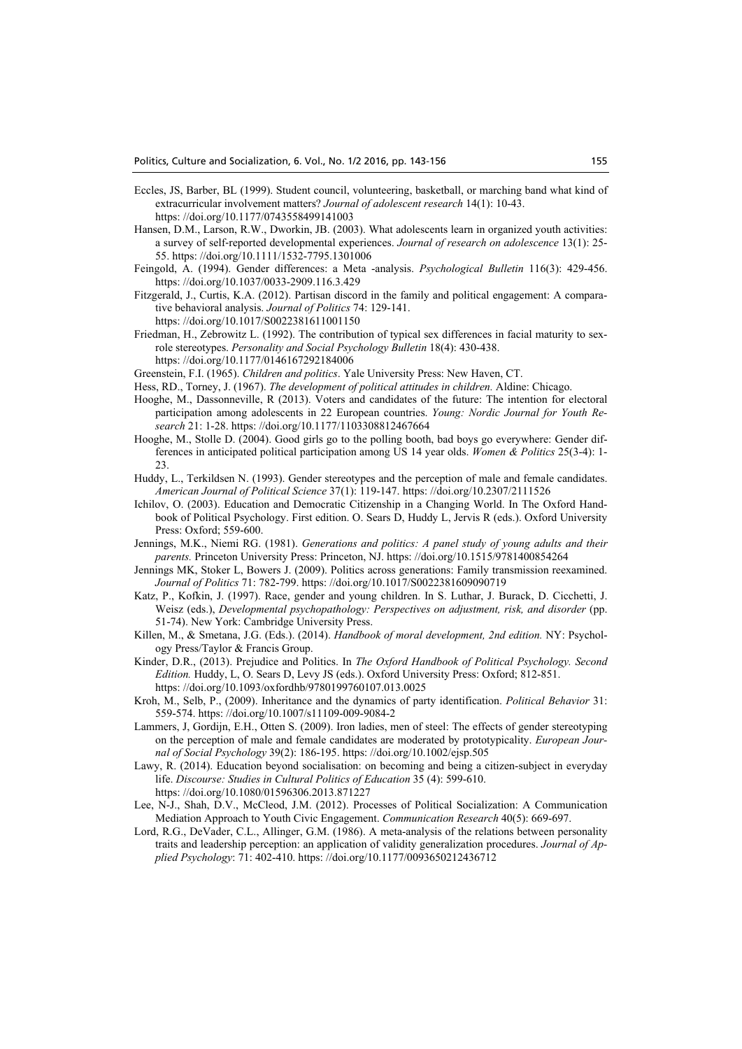Eccles, JS, Barber, BL (1999). Student council, volunteering, basketball, or marching band what kind of extracurricular involvement matters? *Journal of adolescent research* 14(1): 10-43. https: //doi.org/10.1177/0743558499141003

Hansen, D.M., Larson, R.W., Dworkin, JB. (2003). What adolescents learn in organized youth activities: a survey of self-reported developmental experiences. *Journal of research on adolescence* 13(1): 25-55. https: //doi.org/10.1111/1532-7795.1301006

Feingold, A. (1994). Gender differences: a Meta -analysis. *Psychological Bulletin* 116(3): 429-456. https: //doi.org/10.1037/0033-2909.116.3.429

Fitzgerald, J., Curtis, K.A. (2012). Partisan discord in the family and political engagement: A comparative behavioral analysis. *Journal of Politics* 74: 129-141. https: //doi.org/10.1017/S0022381611001150

Friedman, H., Zebrowitz L. (1992). The contribution of typical sex differences in facial maturity to sex-role stereotypes. *Personality and Social Psychology Bulletin* 18(4): 430-438. https: //doi.org/10.1177/0146167292184006

Greenstein, F.I. (1965). *Children and politics*. Yale University Press: New Haven, CT.

Hess, RD., Torney, J. (1967). *The development of political attitudes in children.* Aldine: Chicago.

Hooghe, M., Dassonneville, R (2013). Voters and candidates of the future: The intention for electoral participation among adolescents in 22 European countries. *Young: Nordic Journal for Youth Research* 21: 1-28. https: //doi.org/10.1177/1103308812467664

Hooghe, M., Stolle D. (2004). Good girls go to the polling booth, bad boys go everywhere: Gender differences in anticipated political participation among US 14 year olds. *Women & Politics* 25(3-4): 1-23.

Huddy, L., Terkildsen N. (1993). Gender stereotypes and the perception of male and female candidates. *American Journal of Political Science* 37(1): 119-147. https: //doi.org/10.2307/2111526

Ichilov, O. (2003). Education and Democratic Citizenship in a Changing World. In The Oxford Handbook of Political Psychology. First edition. O. Sears D, Huddy L, Jervis R (eds.). Oxford University Press: Oxford; 559-600.

Jennings, M.K., Niemi RG. (1981). *Generations and politics: A panel study of young adults and their parents.* Princeton University Press: Princeton, NJ. https: //doi.org/10.1515/9781400854264

Jennings MK, Stoker L, Bowers J. (2009). Politics across generations: Family transmission reexamined. *Journal of Politics* 71: 782-799. https: //doi.org/10.1017/S0022381609090719

Katz, P., Kofkin, J. (1997). Race, gender and young children. In S. Luthar, J. Burack, D. Cicchetti, J. Weisz (eds.), *Developmental psychopathology: Perspectives on adjustment, risk, and disorder* (pp. 51-74). New York: Cambridge University Press.

Killen, M., & Smetana, J.G. (Eds.). (2014). *Handbook of moral development, 2nd edition.* NY: Psychology Press/Taylor & Francis Group.

Kinder, D.R., (2013). Prejudice and Politics. In *The Oxford Handbook of Political Psychology. Second Edition.* Huddy, L, O. Sears D, Levy JS (eds.). Oxford University Press: Oxford; 812-851. https: //doi.org/10.1093/oxfordhb/9780199760107.013.0025

Kroh, M., Selb, P., (2009). Inheritance and the dynamics of party identification. *Political Behavior* 31: 559-574. https: //doi.org/10.1007/s11109-009-9084-2

Lammers, J, Gordijn, E.H., Otten S. (2009). Iron ladies, men of steel: The effects of gender stereotyping on the perception of male and female candidates are moderated by prototypicality. *European Journal of Social Psychology* 39(2): 186-195. https: //doi.org/10.1002/ejsp.505

Lawy, R. (2014). Education beyond socialisation: on becoming and being a citizen-subject in everyday life. *Discourse: Studies in Cultural Politics of Education* 35 (4): 599-610. https: //doi.org/10.1080/01596306.2013.871227

Lee, N-J., Shah, D.V., McCleod, J.M. (2012). Processes of Political Socialization: A Communication Mediation Approach to Youth Civic Engagement. *Communication Research* 40(5): 669-697.

Lord, R.G., DeVader, C.L., Allinger, G.M. (1986). A meta-analysis of the relations between personality traits and leadership perception: an application of validity generalization procedures. *Journal of Applied Psychology*: 71: 402-410. https: //doi.org/10.1177/0093650212436712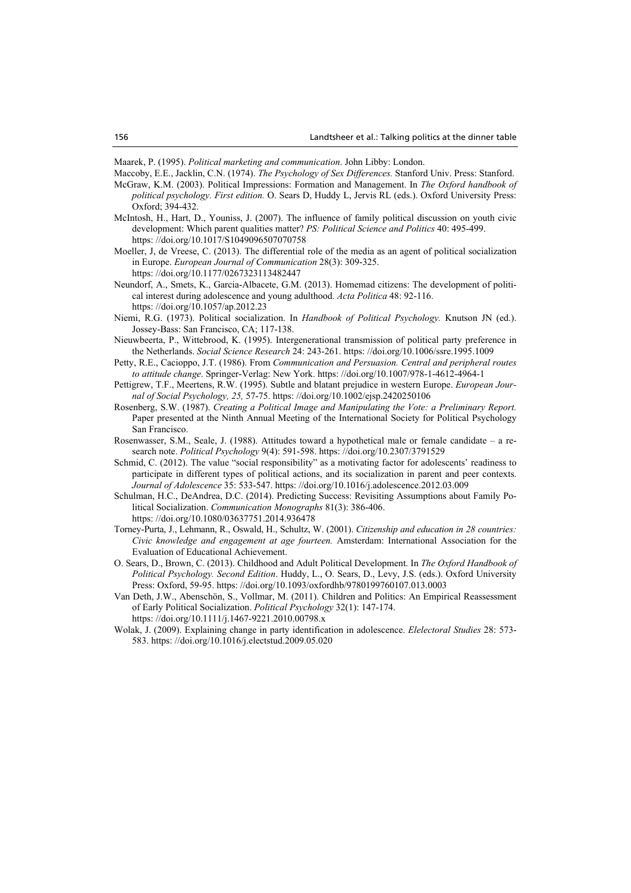Maarek, P. (1995). *Political marketing and communication*. John Libby: London.

Maccoby, E.E., Jacklin, C.N. (1974). *The Psychology of Sex Differences.* Stanford Univ. Press: Stanford.

McGraw, K.M. (2003). Political Impressions: Formation and Management. In *The Oxford handbook of political psychology. First edition.* O. Sears D, Huddy L, Jervis RL (eds.). Oxford University Press: Oxford; 394-432.

McIntosh, H., Hart, D., Youniss, J. (2007). The influence of family political discussion on youth civic development: Which parent qualities matter? *PS: Political Science and Politics* 40: 495-499. https: //doi.org/10.1017/S1049096507070758

Moeller, J, de Vreese, C. (2013). The differential role of the media as an agent of political socialization in Europe. *European Journal of Communication* 28(3): 309-325. https: //doi.org/10.1177/0267323113482447

Neundorf, A., Smets, K., Garcia-Albacete, G.M. (2013). Homemad citizens: The development of political interest during adolescence and young adulthood. *Acta Politica* 48: 92-116. https: //doi.org/10.1057/ap.2012.23

Niemi, R.G. (1973). Political socialization. In *Handbook of Political Psychology.* Knutson JN (ed.). Jossey-Bass: San Francisco, CA; 117-138.

Nieuwbeerta, P., Wittebrood, K. (1995). Intergenerational transmission of political party preference in the Netherlands. *Social Science Research* 24: 243-261. https: //doi.org/10.1006/ssre.1995.1009

Petty, R.E., Cacioppo, J.T. (1986). From *Communication and Persuasion. Central and peripheral routes to attitude change*. Springer-Verlag: New York. https: //doi.org/10.1007/978-1-4612-4964-1

Pettigrew, T.F., Meertens, R.W. (1995). Subtle and blatant prejudice in western Europe. *European Journal of Social Psychology, 25,* 57-75. https: //doi.org/10.1002/ejsp.2420250106

Rosenberg, S.W. (1987). *Creating a Political Image and Manipulating the Vote: a Preliminary Report.* Paper presented at the Ninth Annual Meeting of the International Society for Political Psychology San Francisco.

Rosenwasser, S.M., Seale, J. (1988). Attitudes toward a hypothetical male or female candidate – a research note. *Political Psychology* 9(4): 591-598. https: //doi.org/10.2307/3791529

Schmid, C. (2012). The value "social responsibility" as a motivating factor for adolescents' readiness to participate in different types of political actions, and its socialization in parent and peer contexts. *Journal of Adolescence* 35: 533-547. https: //doi.org/10.1016/j.adolescence.2012.03.009

Schulman, H.C., DeAndrea, D.C. (2014). Predicting Success: Revisiting Assumptions about Family Political Socialization. *Communication Monographs* 81(3): 386-406. https: //doi.org/10.1080/03637751.2014.936478

Torney-Purta, J., Lehmann, R., Oswald, H., Schultz, W. (2001). *Citizenship and education in 28 countries: Civic knowledge and engagement at age fourteen.* Amsterdam: International Association for the Evaluation of Educational Achievement.

O. Sears, D., Brown, C. (2013). Childhood and Adult Political Development. In *The Oxford Handbook of Political Psychology. Second Edition*. Huddy, L., O. Sears, D., Levy, J.S. (eds.). Oxford University Press: Oxford, 59-95. https: //doi.org/10.1093/oxfordhb/9780199760107.013.0003

Van Deth, J.W., Abenschön, S., Vollmar, M. (2011). Children and Politics: An Empirical Reassessment of Early Political Socialization. *Political Psychology* 32(1): 147-174. https: //doi.org/10.1111/j.1467-9221.2010.00798.x

Wolak, J. (2009). Explaining change in party identification in adolescence. *Elelectoral Studies* 28: 573-583. https: //doi.org/10.1016/j.electstud.2009.05.020